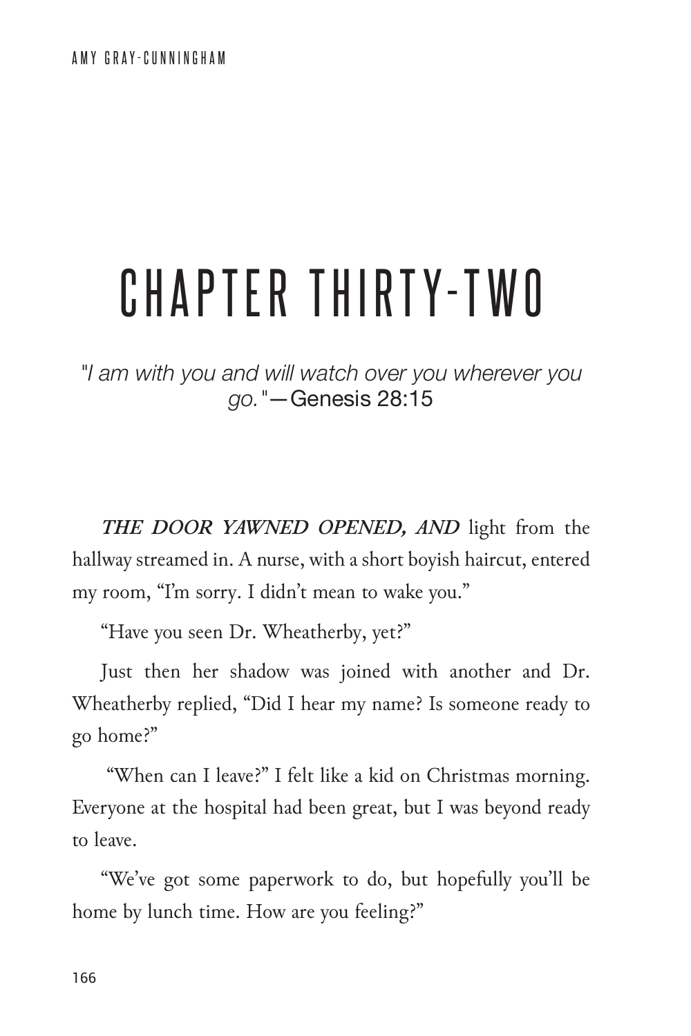# CHAPTER THIRTY-TWO

*"I am with you and will watch over you wherever you go."* —Genesis 28:15

***THE DOOR YAWNED OPENED, AND*** light from the hallway streamed in. A nurse, with a short boyish haircut, entered my room, "I'm sorry. I didn't mean to wake you."

"Have you seen Dr. Wheatherby, yet?"

Just then her shadow was joined with another and Dr. Wheatherby replied, "Did I hear my name? Is someone ready to go home?"

"When can I leave?" I felt like a kid on Christmas morning. Everyone at the hospital had been great, but I was beyond ready to leave.

"We've got some paperwork to do, but hopefully you'll be home by lunch time. How are you feeling?"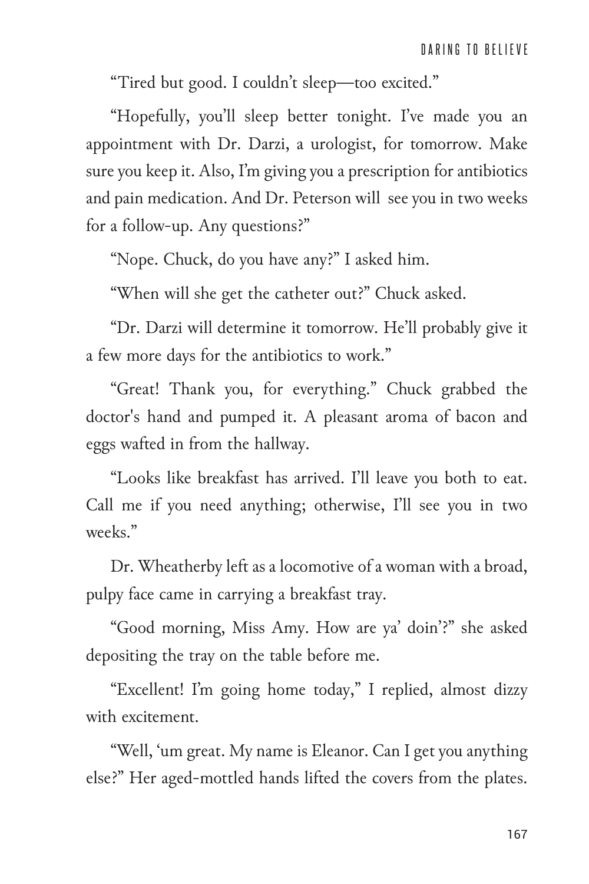"Tired but good. I couldn't sleep—too excited."

"Hopefully, you'll sleep better tonight. I've made you an appointment with Dr. Darzi, a urologist, for tomorrow. Make sure you keep it. Also, I'm giving you a prescription for antibiotics and pain medication. And Dr. Peterson will see you in two weeks for a follow-up. Any questions?"

"Nope. Chuck, do you have any?" I asked him.

"When will she get the catheter out?" Chuck asked.

"Dr. Darzi will determine it tomorrow. He'll probably give it a few more days for the antibiotics to work."

"Great! Thank you, for everything." Chuck grabbed the doctor's hand and pumped it. A pleasant aroma of bacon and eggs wafted in from the hallway.

"Looks like breakfast has arrived. I'll leave you both to eat. Call me if you need anything; otherwise, I'll see you in two weeks."

Dr. Wheatherby left as a locomotive of a woman with a broad, pulpy face came in carrying a breakfast tray.

"Good morning, Miss Amy. How are ya' doin'?" she asked depositing the tray on the table before me.

"Excellent! I'm going home today," I replied, almost dizzy with excitement.

"Well, 'um great. My name is Eleanor. Can I get you anything else?" Her aged-mottled hands lifted the covers from the plates.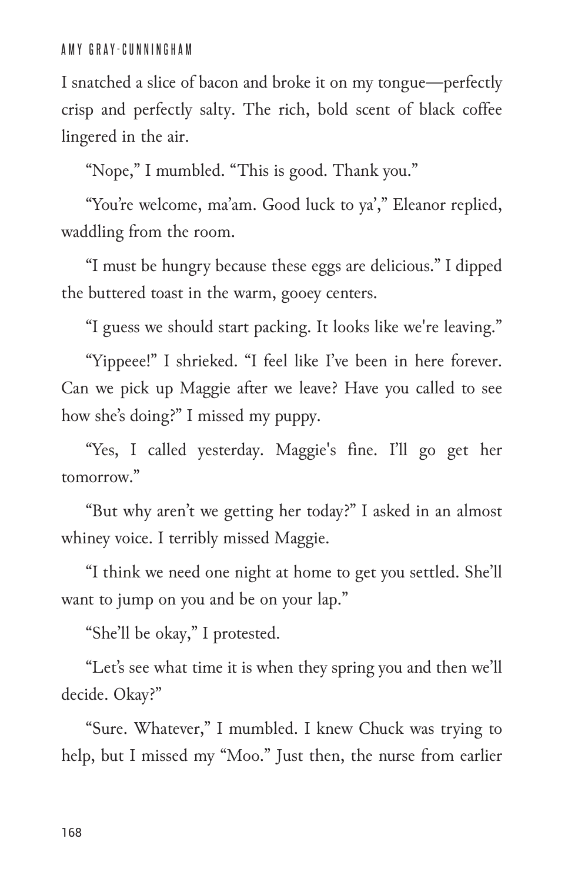I snatched a slice of bacon and broke it on my tongue—perfectly crisp and perfectly salty. The rich, bold scent of black coffee lingered in the air.

"Nope," I mumbled. "This is good. Thank you."

"You're welcome, ma'am. Good luck to ya'," Eleanor replied, waddling from the room.

"I must be hungry because these eggs are delicious." I dipped the buttered toast in the warm, gooey centers.

"I guess we should start packing. It looks like we're leaving."

"Yippeee!" I shrieked. "I feel like I've been in here forever. Can we pick up Maggie after we leave? Have you called to see how she's doing?" I missed my puppy.

"Yes, I called yesterday. Maggie's fine. I'll go get her tomorrow."

"But why aren't we getting her today?" I asked in an almost whiney voice. I terribly missed Maggie.

"I think we need one night at home to get you settled. She'll want to jump on you and be on your lap."

"She'll be okay," I protested.

"Let's see what time it is when they spring you and then we'll decide. Okay?"

"Sure. Whatever," I mumbled. I knew Chuck was trying to help, but I missed my "Moo." Just then, the nurse from earlier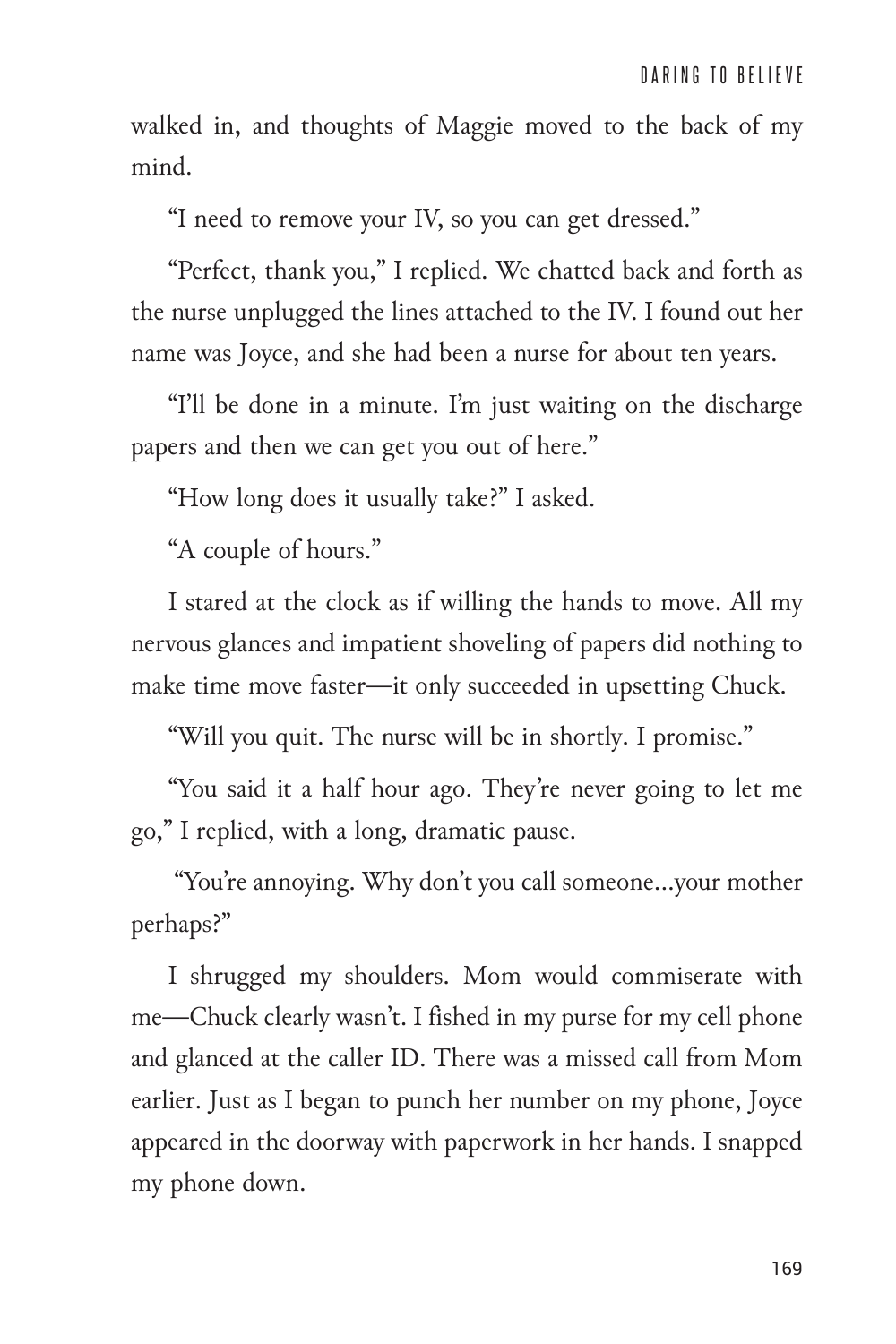walked in, and thoughts of Maggie moved to the back of my mind.

"I need to remove your IV, so you can get dressed."

"Perfect, thank you," I replied. We chatted back and forth as the nurse unplugged the lines attached to the IV. I found out her name was Joyce, and she had been a nurse for about ten years.

"I'll be done in a minute. I'm just waiting on the discharge papers and then we can get you out of here."

"How long does it usually take?" I asked.

"A couple of hours."

I stared at the clock as if willing the hands to move. All my nervous glances and impatient shoveling of papers did nothing to make time move faster—it only succeeded in upsetting Chuck.

"Will you quit. The nurse will be in shortly. I promise."

"You said it a half hour ago. They're never going to let me go," I replied, with a long, dramatic pause.

"You're annoying. Why don't you call someone...your mother perhaps?"

I shrugged my shoulders. Mom would commiserate with me—Chuck clearly wasn't. I fished in my purse for my cell phone and glanced at the caller ID. There was a missed call from Mom earlier. Just as I began to punch her number on my phone, Joyce appeared in the doorway with paperwork in her hands. I snapped my phone down.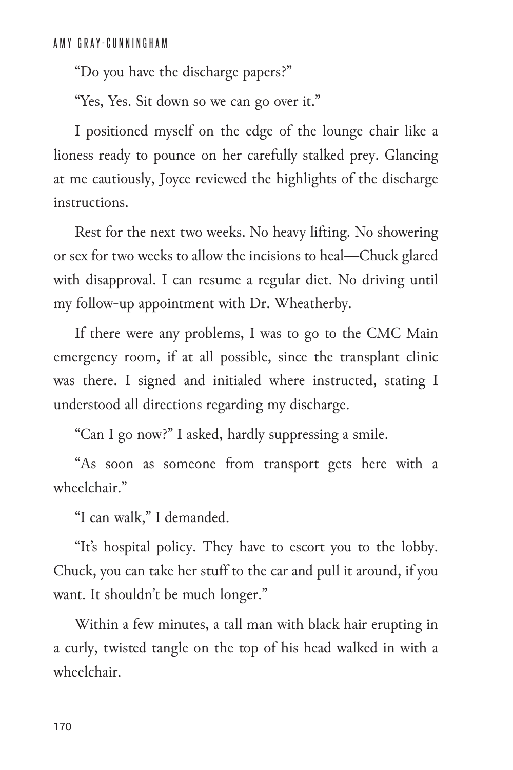"Do you have the discharge papers?"

"Yes, Yes. Sit down so we can go over it."

I positioned myself on the edge of the lounge chair like a lioness ready to pounce on her carefully stalked prey. Glancing at me cautiously, Joyce reviewed the highlights of the discharge instructions.

Rest for the next two weeks. No heavy lifting. No showering or sex for two weeks to allow the incisions to heal—Chuck glared with disapproval. I can resume a regular diet. No driving until my follow-up appointment with Dr. Wheatherby.

If there were any problems, I was to go to the CMC Main emergency room, if at all possible, since the transplant clinic was there. I signed and initialed where instructed, stating I understood all directions regarding my discharge.

"Can I go now?" I asked, hardly suppressing a smile.

"As soon as someone from transport gets here with a wheelchair."

"I can walk," I demanded.

"It's hospital policy. They have to escort you to the lobby. Chuck, you can take her stuff to the car and pull it around, if you want. It shouldn't be much longer."

Within a few minutes, a tall man with black hair erupting in a curly, twisted tangle on the top of his head walked in with a wheelchair.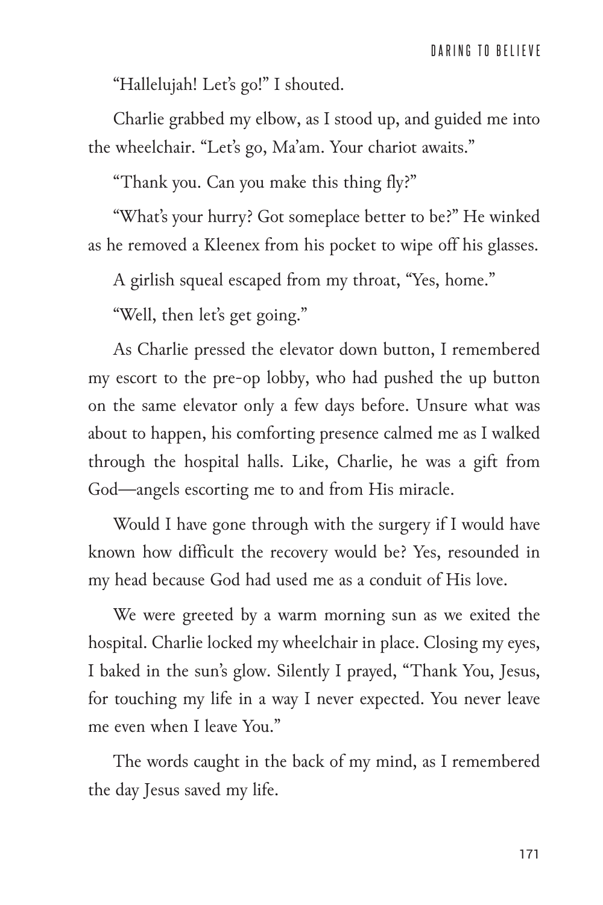"Hallelujah! Let's go!" I shouted.

Charlie grabbed my elbow, as I stood up, and guided me into the wheelchair. "Let's go, Ma'am. Your chariot awaits."

"Thank you. Can you make this thing fly?"

"What's your hurry? Got someplace better to be?" He winked as he removed a Kleenex from his pocket to wipe off his glasses.

A girlish squeal escaped from my throat, "Yes, home."

"Well, then let's get going."

As Charlie pressed the elevator down button, I remembered my escort to the pre-op lobby, who had pushed the up button on the same elevator only a few days before. Unsure what was about to happen, his comforting presence calmed me as I walked through the hospital halls. Like, Charlie, he was a gift from God—angels escorting me to and from His miracle.

Would I have gone through with the surgery if I would have known how difficult the recovery would be? Yes, resounded in my head because God had used me as a conduit of His love.

We were greeted by a warm morning sun as we exited the hospital. Charlie locked my wheelchair in place. Closing my eyes, I baked in the sun's glow. Silently I prayed, "Thank You, Jesus, for touching my life in a way I never expected. You never leave me even when I leave You."

The words caught in the back of my mind, as I remembered the day Jesus saved my life.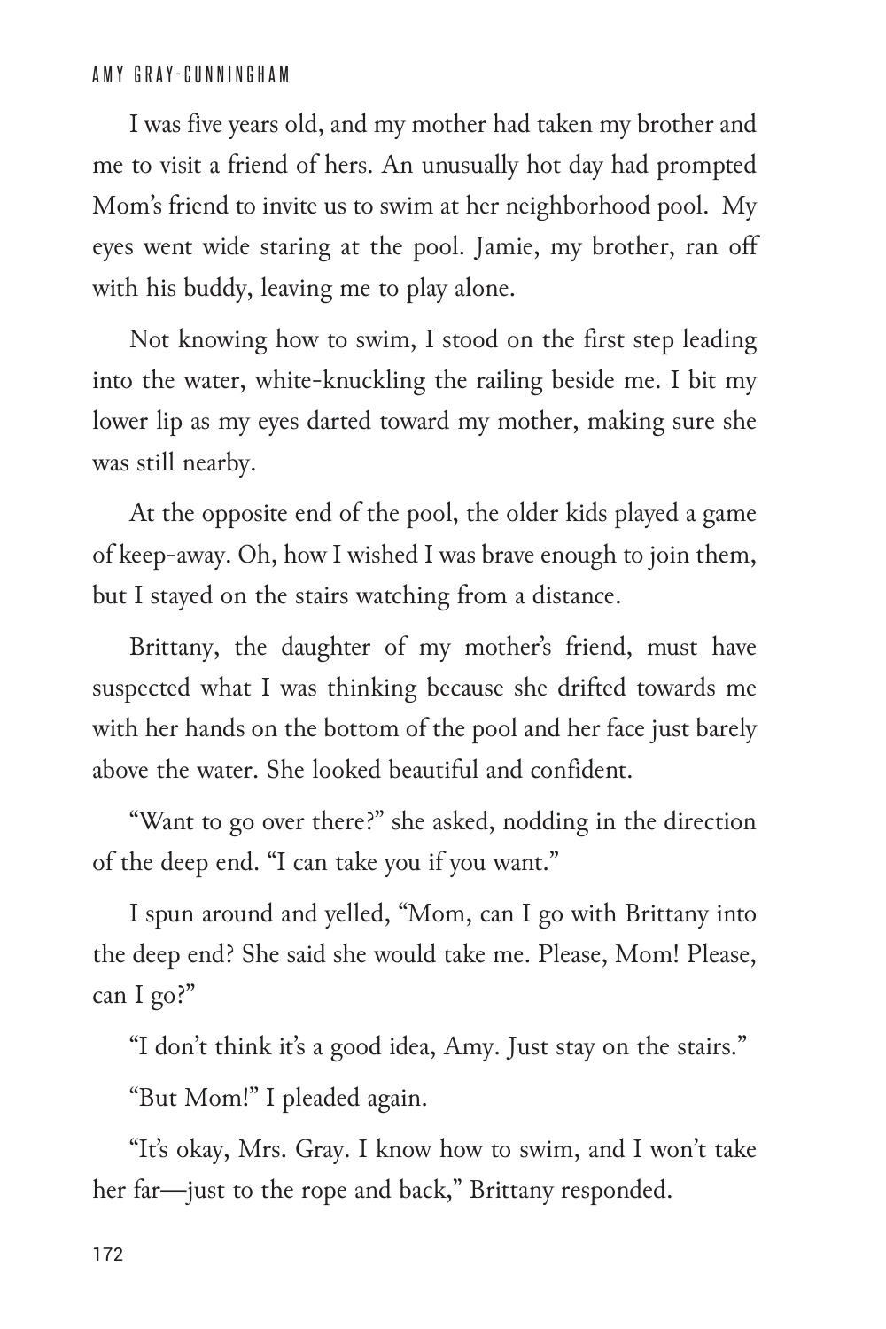I was five years old, and my mother had taken my brother and me to visit a friend of hers. An unusually hot day had prompted Mom's friend to invite us to swim at her neighborhood pool. My eyes went wide staring at the pool. Jamie, my brother, ran off with his buddy, leaving me to play alone.

Not knowing how to swim, I stood on the first step leading into the water, white-knuckling the railing beside me. I bit my lower lip as my eyes darted toward my mother, making sure she was still nearby.

At the opposite end of the pool, the older kids played a game of keep-away. Oh, how I wished I was brave enough to join them, but I stayed on the stairs watching from a distance.

Brittany, the daughter of my mother's friend, must have suspected what I was thinking because she drifted towards me with her hands on the bottom of the pool and her face just barely above the water. She looked beautiful and confident.

"Want to go over there?" she asked, nodding in the direction of the deep end. "I can take you if you want."

I spun around and yelled, "Mom, can I go with Brittany into the deep end? She said she would take me. Please, Mom! Please, can I go?"

"I don't think it's a good idea, Amy. Just stay on the stairs."

"But Mom!" I pleaded again.

"It's okay, Mrs. Gray. I know how to swim, and I won't take her far—just to the rope and back," Brittany responded.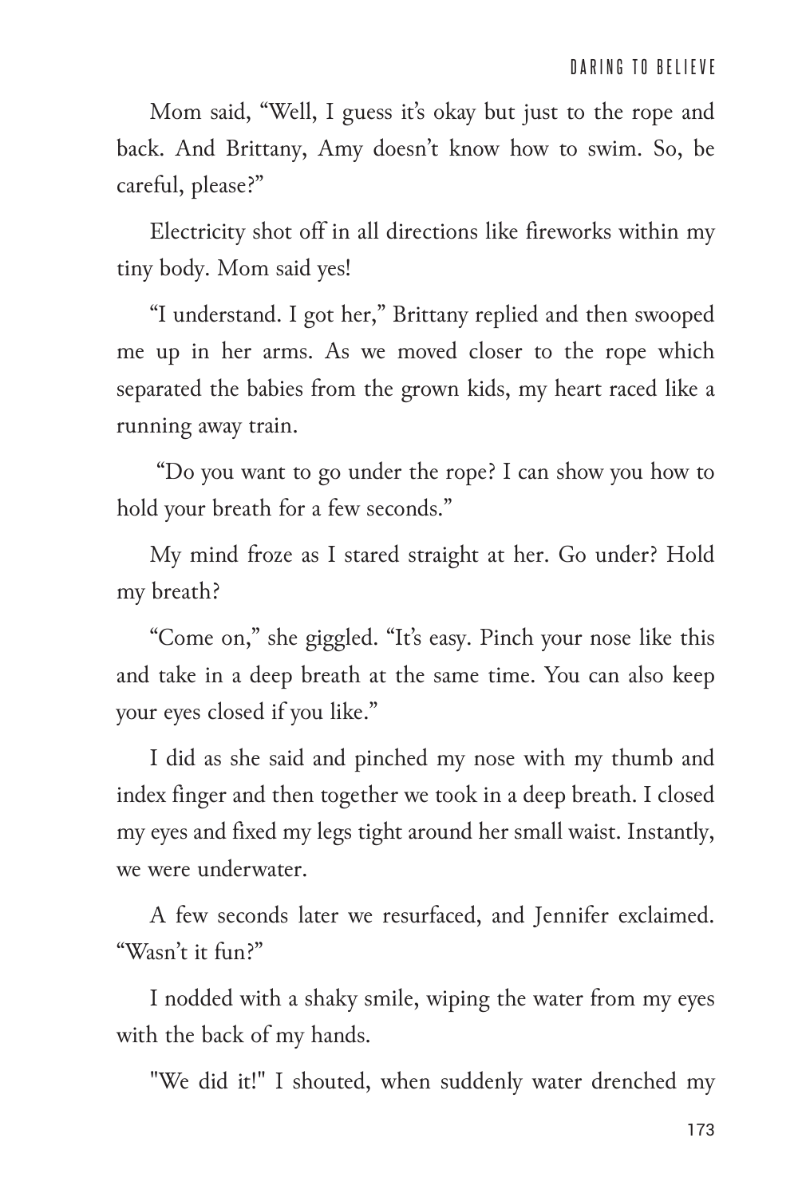Mom said, "Well, I guess it's okay but just to the rope and back. And Brittany, Amy doesn't know how to swim. So, be careful, please?"

Electricity shot off in all directions like fireworks within my tiny body. Mom said yes!

"I understand. I got her," Brittany replied and then swooped me up in her arms. As we moved closer to the rope which separated the babies from the grown kids, my heart raced like a running away train.

"Do you want to go under the rope? I can show you how to hold your breath for a few seconds."

My mind froze as I stared straight at her. Go under? Hold my breath?

"Come on," she giggled. "It's easy. Pinch your nose like this and take in a deep breath at the same time. You can also keep your eyes closed if you like."

I did as she said and pinched my nose with my thumb and index finger and then together we took in a deep breath. I closed my eyes and fixed my legs tight around her small waist. Instantly, we were underwater.

A few seconds later we resurfaced, and Jennifer exclaimed. "Wasn't it fun?"

I nodded with a shaky smile, wiping the water from my eyes with the back of my hands.

"We did it!" I shouted, when suddenly water drenched my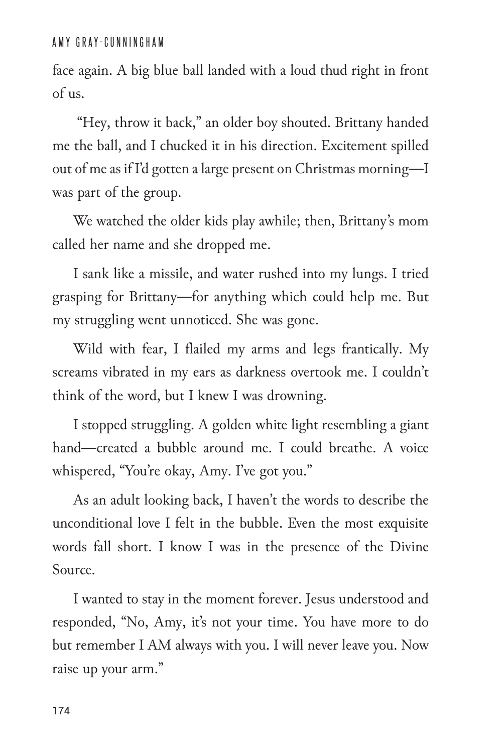face again. A big blue ball landed with a loud thud right in front of us.

"Hey, throw it back," an older boy shouted. Brittany handed me the ball, and I chucked it in his direction. Excitement spilled out of me as if I'd gotten a large present on Christmas morning—I was part of the group.

We watched the older kids play awhile; then, Brittany's mom called her name and she dropped me.

I sank like a missile, and water rushed into my lungs. I tried grasping for Brittany—for anything which could help me. But my struggling went unnoticed. She was gone.

Wild with fear, I flailed my arms and legs frantically. My screams vibrated in my ears as darkness overtook me. I couldn't think of the word, but I knew I was drowning.

I stopped struggling. A golden white light resembling a giant hand—created a bubble around me. I could breathe. A voice whispered, "You're okay, Amy. I've got you."

As an adult looking back, I haven't the words to describe the unconditional love I felt in the bubble. Even the most exquisite words fall short. I know I was in the presence of the Divine Source.

I wanted to stay in the moment forever. Jesus understood and responded, "No, Amy, it's not your time. You have more to do but remember I AM always with you. I will never leave you. Now raise up your arm."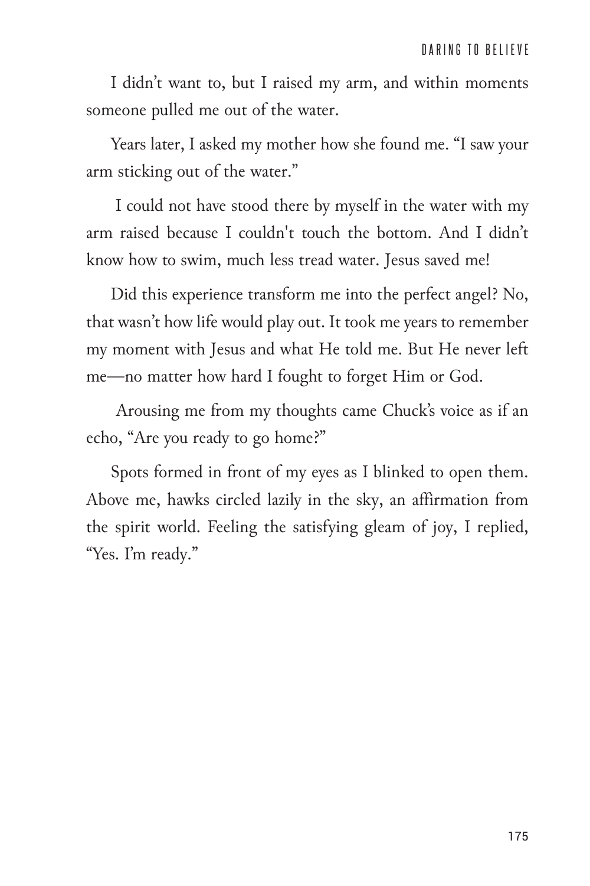I didn't want to, but I raised my arm, and within moments someone pulled me out of the water.

Years later, I asked my mother how she found me. "I saw your arm sticking out of the water."

I could not have stood there by myself in the water with my arm raised because I couldn't touch the bottom. And I didn't know how to swim, much less tread water. Jesus saved me!

Did this experience transform me into the perfect angel? No, that wasn't how life would play out. It took me years to remember my moment with Jesus and what He told me. But He never left me—no matter how hard I fought to forget Him or God.

Arousing me from my thoughts came Chuck's voice as if an echo, "Are you ready to go home?"

Spots formed in front of my eyes as I blinked to open them. Above me, hawks circled lazily in the sky, an affirmation from the spirit world. Feeling the satisfying gleam of joy, I replied, "Yes. I'm ready."